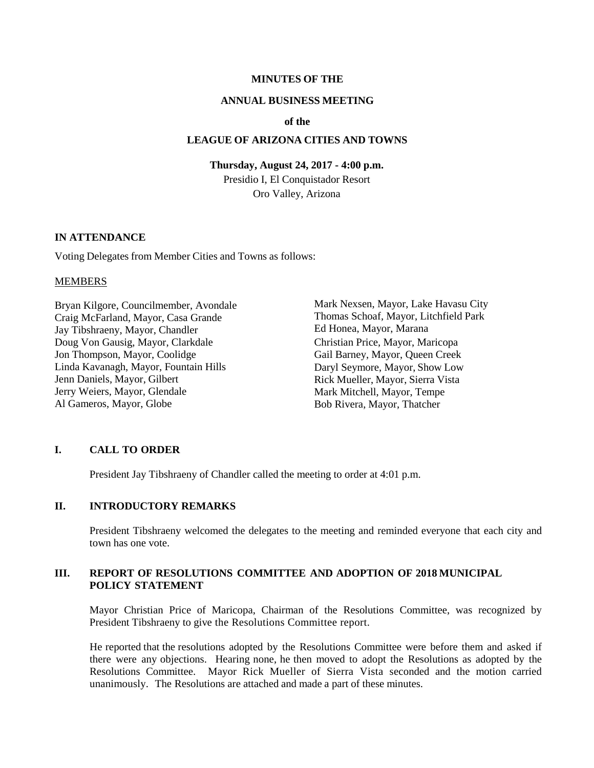# MINUTES OF THE

# ANNUAL BUSINESS MEETING

# of the

# LEAGUE OF ARIZONA CITIES AND TOWNS

**Thursday, August 24, 2017 - 4:00 p.m.**

Presidio I, El Conquistador Resort
Oro Valley, Arizona

## IN ATTENDANCE

Voting Delegates from Member Cities and Towns as follows:

MEMBERS

Bryan Kilgore, Councilmember, Avondale
Craig McFarland, Mayor, Casa Grande
Jay Tibshraeny, Mayor, Chandler
Doug Von Gausig, Mayor, Clarkdale
Jon Thompson, Mayor, Coolidge
Linda Kavanagh, Mayor, Fountain Hills
Jenn Daniels, Mayor, Gilbert
Jerry Weiers, Mayor, Glendale
Al Gameros, Mayor, Globe
Mark Nexsen, Mayor, Lake Havasu City
Thomas Schoaf, Mayor, Litchfield Park
Ed Honea, Mayor, Marana
Christian Price, Mayor, Maricopa
Gail Barney, Mayor, Queen Creek
Daryl Seymore, Mayor, Show Low
Rick Mueller, Mayor, Sierra Vista
Mark Mitchell, Mayor, Tempe
Bob Rivera, Mayor, Thatcher

## I. CALL TO ORDER

President Jay Tibshraeny of Chandler called the meeting to order at 4:01 p.m.

## II. INTRODUCTORY REMARKS

President Tibshraeny welcomed the delegates to the meeting and reminded everyone that each city and town has one vote.

## III. REPORT OF RESOLUTIONS COMMITTEE AND ADOPTION OF 2018 MUNICIPAL POLICY STATEMENT

Mayor Christian Price of Maricopa, Chairman of the Resolutions Committee, was recognized by President Tibshraeny to give the Resolutions Committee report.

He reported that the resolutions adopted by the Resolutions Committee were before them and asked if there were any objections. Hearing none, he then moved to adopt the Resolutions as adopted by the Resolutions Committee. Mayor Rick Mueller of Sierra Vista seconded and the motion carried unanimously. The Resolutions are attached and made a part of these minutes.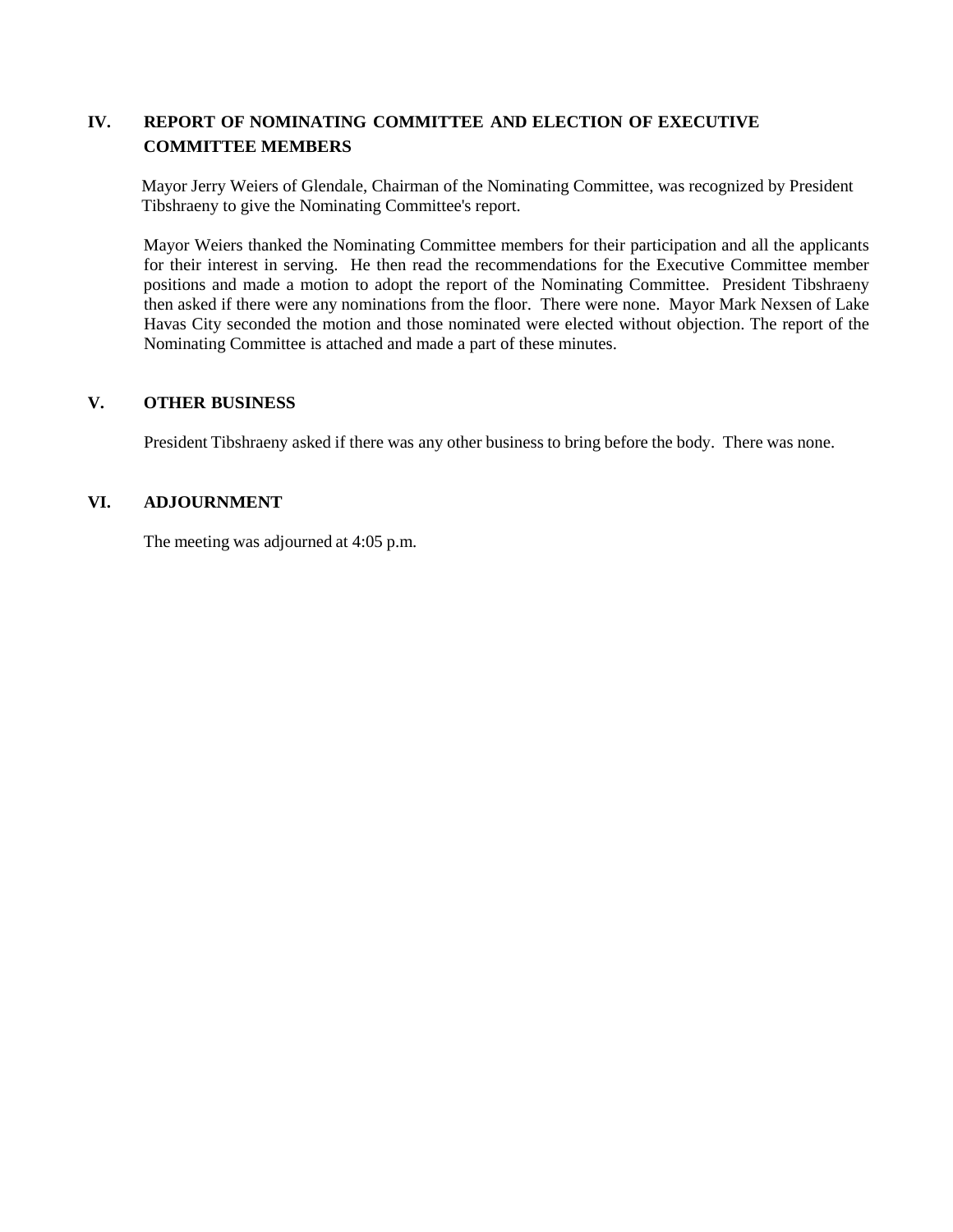## IV. REPORT OF NOMINATING COMMITTEE AND ELECTION OF EXECUTIVE COMMITTEE MEMBERS

Mayor Jerry Weiers of Glendale, Chairman of the Nominating Committee, was recognized by President Tibshraeny to give the Nominating Committee's report.

Mayor Weiers thanked the Nominating Committee members for their participation and all the applicants for their interest in serving. He then read the recommendations for the Executive Committee member positions and made a motion to adopt the report of the Nominating Committee. President Tibshraeny then asked if there were any nominations from the floor. There were none. Mayor Mark Nexsen of Lake Havas City seconded the motion and those nominated were elected without objection. The report of the Nominating Committee is attached and made a part of these minutes.

## V. OTHER BUSINESS

President Tibshraeny asked if there was any other business to bring before the body. There was none.

## VI. ADJOURNMENT

The meeting was adjourned at 4:05 p.m.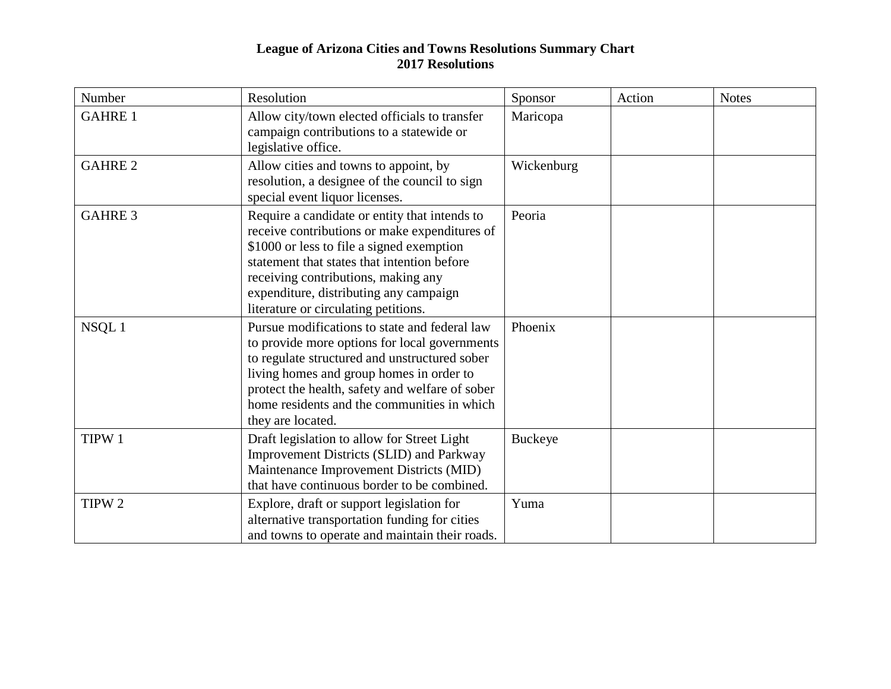**League of Arizona Cities and Towns Resolutions Summary Chart**
**2017 Resolutions**

| Number | Resolution | Sponsor | Action | Notes |
|---|---|---|---|---|
| GAHRE 1 | Allow city/town elected officials to transfer campaign contributions to a statewide or legislative office. | Maricopa | | |
| GAHRE 2 | Allow cities and towns to appoint, by resolution, a designee of the council to sign special event liquor licenses. | Wickenburg | | |
| GAHRE 3 | Require a candidate or entity that intends to receive contributions or make expenditures of $1000 or less to file a signed exemption statement that states that intention before receiving contributions, making any expenditure, distributing any campaign literature or circulating petitions. | Peoria | | |
| NSQL 1 | Pursue modifications to state and federal law to provide more options for local governments to regulate structured and unstructured sober living homes and group homes in order to protect the health, safety and welfare of sober home residents and the communities in which they are located. | Phoenix | | |
| TIPW 1 | Draft legislation to allow for Street Light Improvement Districts (SLID) and Parkway Maintenance Improvement Districts (MID) that have continuous border to be combined. | Buckeye | | |
| TIPW 2 | Explore, draft or support legislation for alternative transportation funding for cities and towns to operate and maintain their roads. | Yuma | | |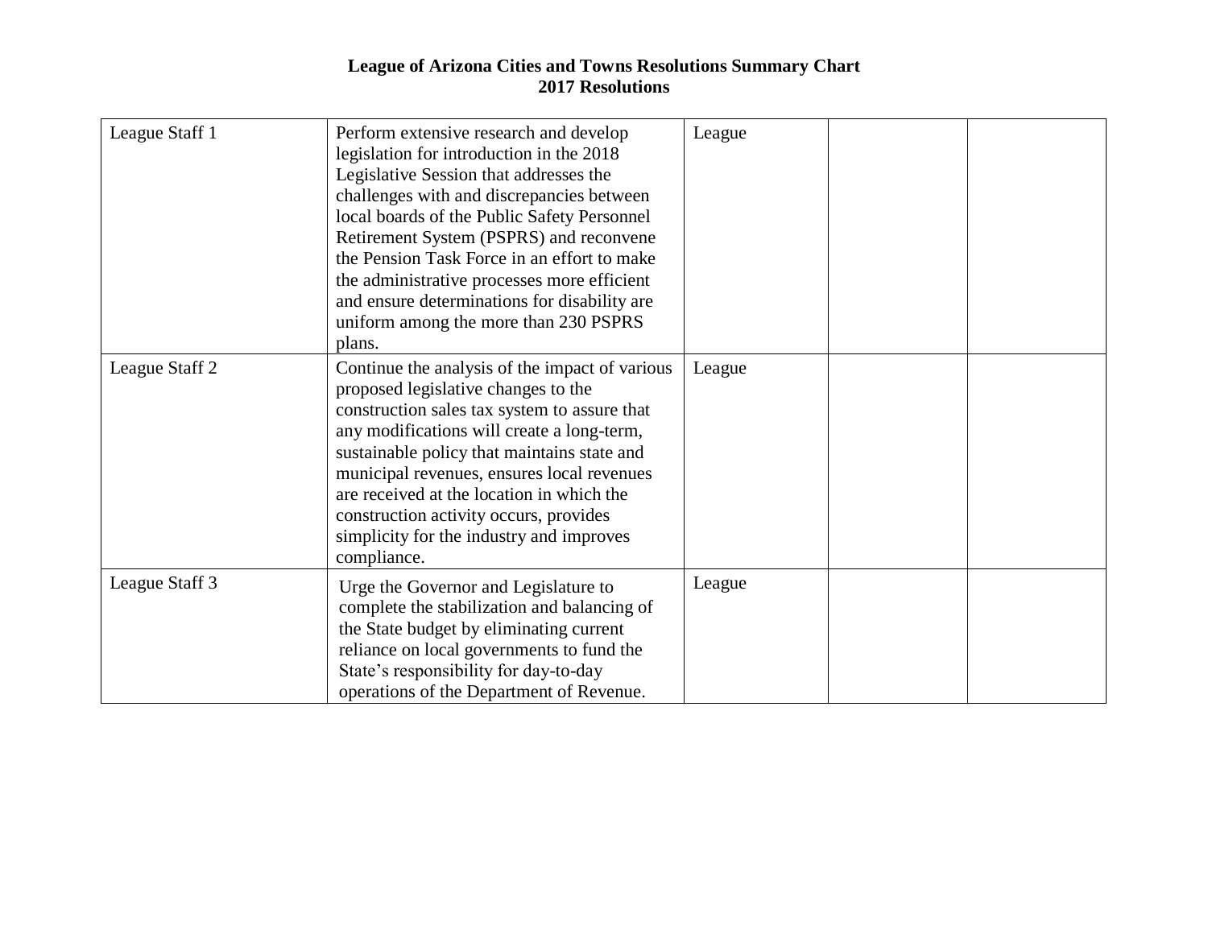**League of Arizona Cities and Towns Resolutions Summary Chart**
**2017 Resolutions**

| | | | | |
|---|---|---|---|---|
| League Staff 1 | Perform extensive research and develop legislation for introduction in the 2018 Legislative Session that addresses the challenges with and discrepancies between local boards of the Public Safety Personnel Retirement System (PSPRS) and reconvene the Pension Task Force in an effort to make the administrative processes more efficient and ensure determinations for disability are uniform among the more than 230 PSPRS plans. | League | | |
| League Staff 2 | Continue the analysis of the impact of various proposed legislative changes to the construction sales tax system to assure that any modifications will create a long-term, sustainable policy that maintains state and municipal revenues, ensures local revenues are received at the location in which the construction activity occurs, provides simplicity for the industry and improves compliance. | League | | |
| League Staff 3 | Urge the Governor and Legislature to complete the stabilization and balancing of the State budget by eliminating current reliance on local governments to fund the State's responsibility for day-to-day operations of the Department of Revenue. | League | | |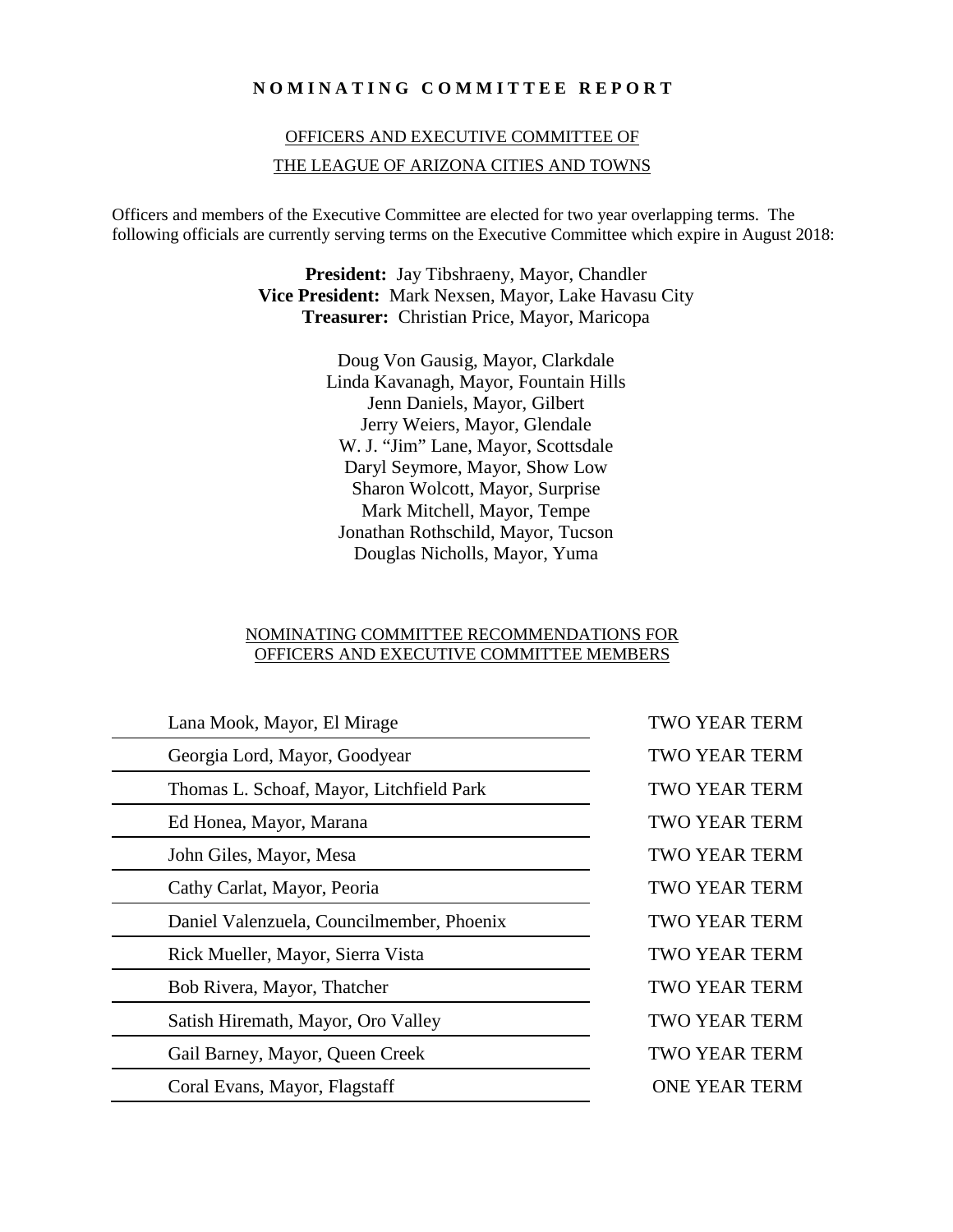# NOMINATING COMMITTEE REPORT

## OFFICERS AND EXECUTIVE COMMITTEE OF THE LEAGUE OF ARIZONA CITIES AND TOWNS

Officers and members of the Executive Committee are elected for two year overlapping terms. The following officials are currently serving terms on the Executive Committee which expire in August 2018:

**President:** Jay Tibshraeny, Mayor, Chandler
**Vice President:** Mark Nexsen, Mayor, Lake Havasu City
**Treasurer:** Christian Price, Mayor, Maricopa

Doug Von Gausig, Mayor, Clarkdale
Linda Kavanagh, Mayor, Fountain Hills
Jenn Daniels, Mayor, Gilbert
Jerry Weiers, Mayor, Glendale
W. J. "Jim" Lane, Mayor, Scottsdale
Daryl Seymore, Mayor, Show Low
Sharon Wolcott, Mayor, Surprise
Mark Mitchell, Mayor, Tempe
Jonathan Rothschild, Mayor, Tucson
Douglas Nicholls, Mayor, Yuma

## NOMINATING COMMITTEE RECOMMENDATIONS FOR OFFICERS AND EXECUTIVE COMMITTEE MEMBERS

| | |
|---|---|
| Lana Mook, Mayor, El Mirage | TWO YEAR TERM |
| Georgia Lord, Mayor, Goodyear | TWO YEAR TERM |
| Thomas L. Schoaf, Mayor, Litchfield Park | TWO YEAR TERM |
| Ed Honea, Mayor, Marana | TWO YEAR TERM |
| John Giles, Mayor, Mesa | TWO YEAR TERM |
| Cathy Carlat, Mayor, Peoria | TWO YEAR TERM |
| Daniel Valenzuela, Councilmember, Phoenix | TWO YEAR TERM |
| Rick Mueller, Mayor, Sierra Vista | TWO YEAR TERM |
| Bob Rivera, Mayor, Thatcher | TWO YEAR TERM |
| Satish Hiremath, Mayor, Oro Valley | TWO YEAR TERM |
| Gail Barney, Mayor, Queen Creek | TWO YEAR TERM |
| Coral Evans, Mayor, Flagstaff | ONE YEAR TERM |